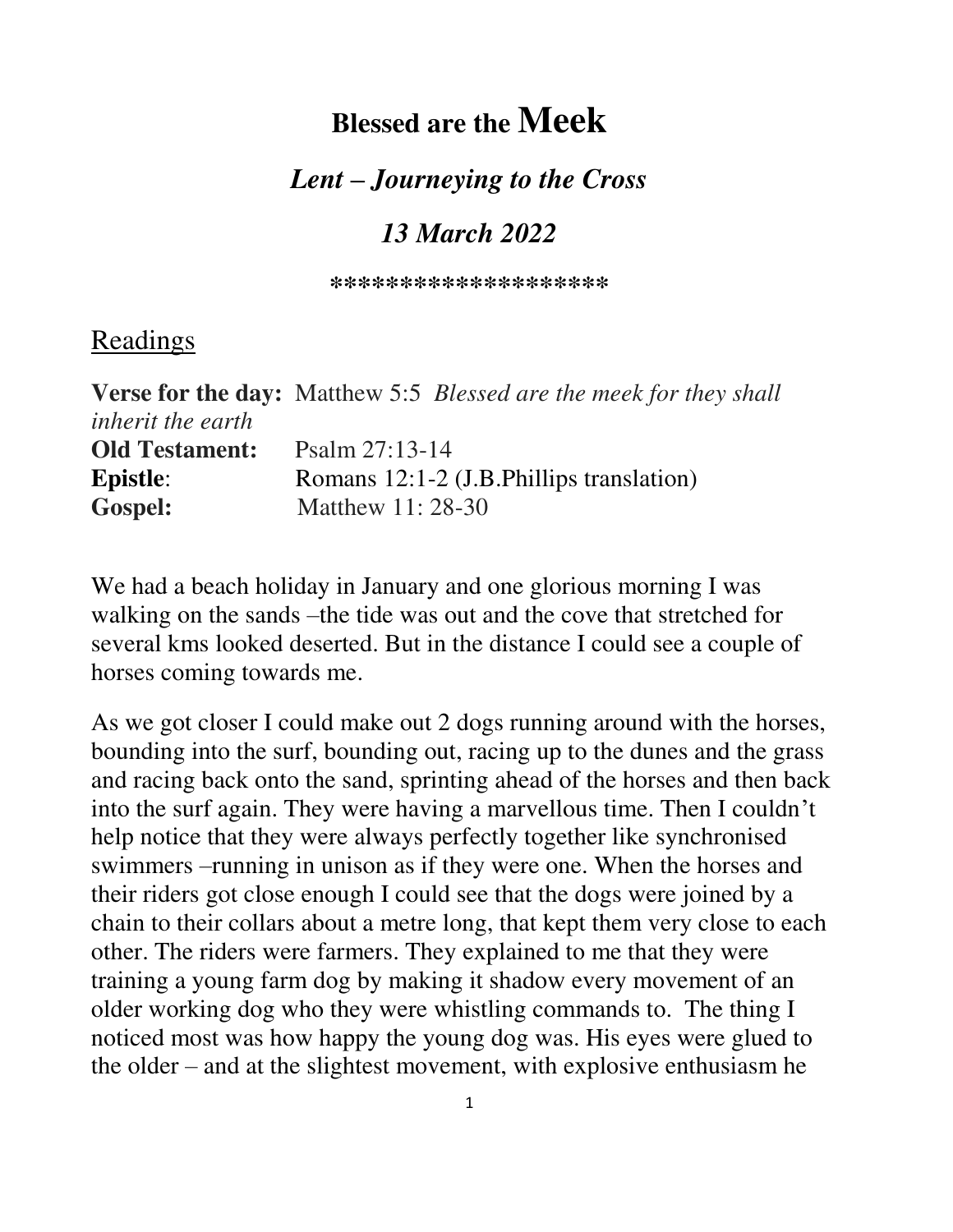# Blessed are the Meek

## *Lent – Journeying to the Cross*

## *13 March 2022*

*******************

Readings

**Verse for the day:** Matthew 5:5 *Blessed are the meek for they shall inherit the earth*
**Old Testament:** Psalm 27:13-14
**Epistle**: Romans 12:1-2 (J.B.Phillips translation)
**Gospel:** Matthew 11: 28-30

We had a beach holiday in January and one glorious morning I was walking on the sands –the tide was out and the cove that stretched for several kms looked deserted. But in the distance I could see a couple of horses coming towards me.

As we got closer I could make out 2 dogs running around with the horses, bounding into the surf, bounding out, racing up to the dunes and the grass and racing back onto the sand, sprinting ahead of the horses and then back into the surf again. They were having a marvellous time. Then I couldn't help notice that they were always perfectly together like synchronised swimmers –running in unison as if they were one. When the horses and their riders got close enough I could see that the dogs were joined by a chain to their collars about a metre long, that kept them very close to each other. The riders were farmers. They explained to me that they were training a young farm dog by making it shadow every movement of an older working dog who they were whistling commands to. The thing I noticed most was how happy the young dog was. His eyes were glued to the older – and at the slightest movement, with explosive enthusiasm he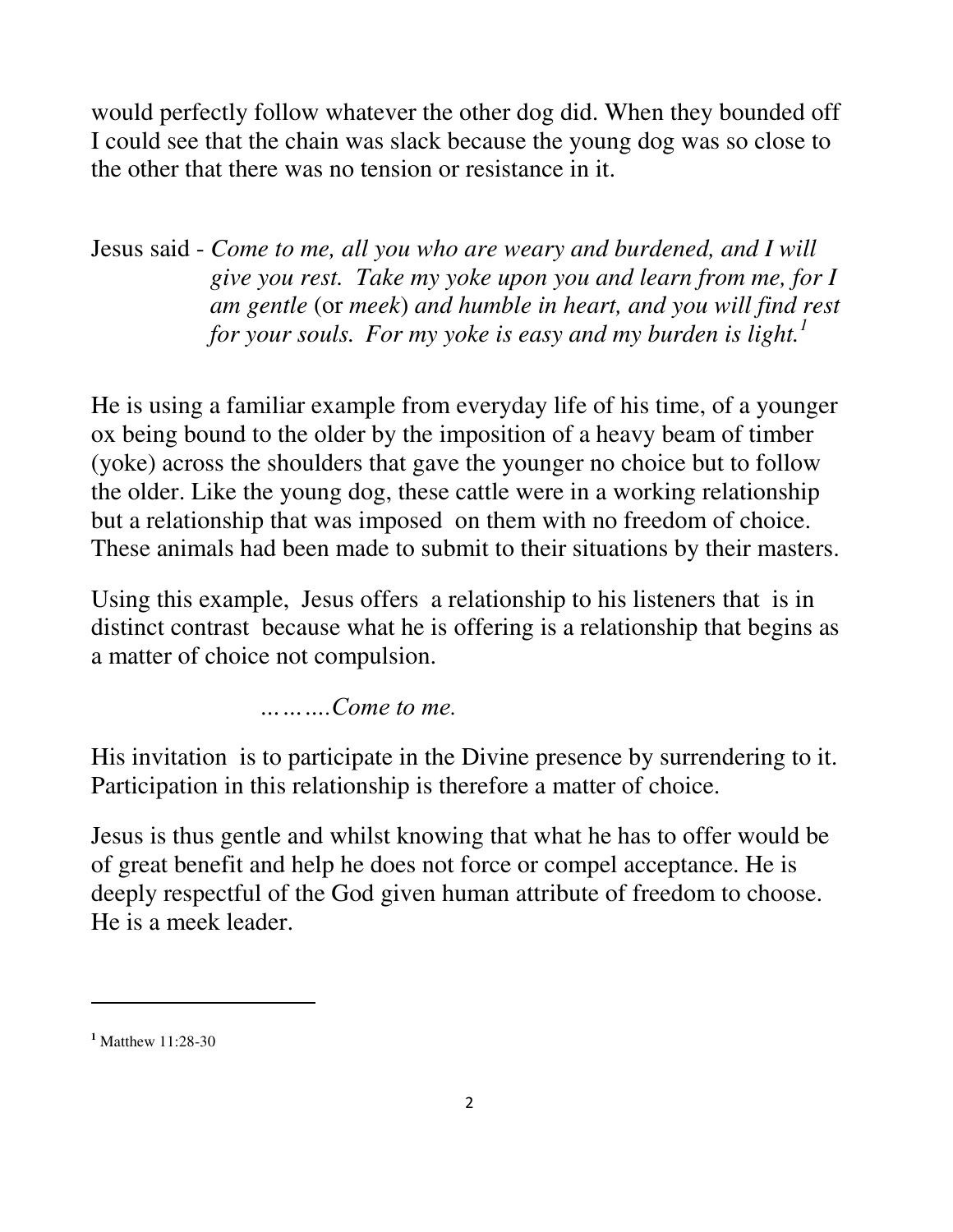would perfectly follow whatever the other dog did. When they bounded off I could see that the chain was slack because the young dog was so close to the other that there was no tension or resistance in it.

Jesus said - *Come to me, all you who are weary and burdened, and I will give you rest. Take my yoke upon you and learn from me, for I am gentle* (or *meek*) *and humble in heart, and you will find rest for your souls. For my yoke is easy and my burden is light.*[1]

He is using a familiar example from everyday life of his time, of a younger ox being bound to the older by the imposition of a heavy beam of timber (yoke) across the shoulders that gave the younger no choice but to follow the older. Like the young dog, these cattle were in a working relationship but a relationship that was imposed on them with no freedom of choice. These animals had been made to submit to their situations by their masters.

Using this example, Jesus offers a relationship to his listeners that is in distinct contrast because what he is offering is a relationship that begins as a matter of choice not compulsion.

*……….Come to me.*

His invitation is to participate in the Divine presence by surrendering to it. Participation in this relationship is therefore a matter of choice.

Jesus is thus gentle and whilst knowing that what he has to offer would be of great benefit and help he does not force or compel acceptance. He is deeply respectful of the God given human attribute of freedom to choose. He is a meek leader.

---

[1] Matthew 11:28-30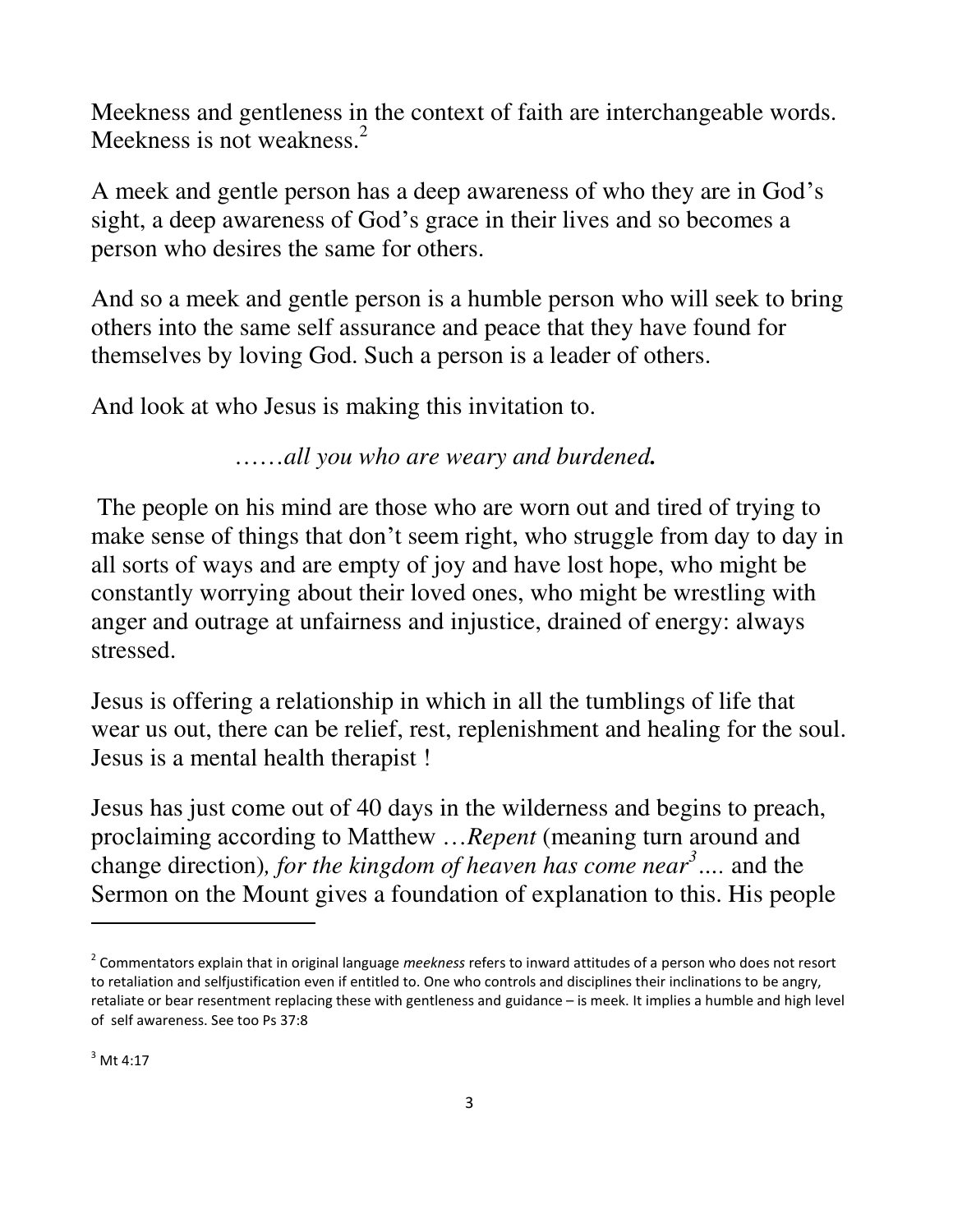Meekness and gentleness in the context of faith are interchangeable words. Meekness is not weakness.[2]

A meek and gentle person has a deep awareness of who they are in God's sight, a deep awareness of God's grace in their lives and so becomes a person who desires the same for others.

And so a meek and gentle person is a humble person who will seek to bring others into the same self assurance and peace that they have found for themselves by loving God. Such a person is a leader of others.

And look at who Jesus is making this invitation to.

*……all you who are weary and burdened.*

The people on his mind are those who are worn out and tired of trying to make sense of things that don't seem right, who struggle from day to day in all sorts of ways and are empty of joy and have lost hope, who might be constantly worrying about their loved ones, who might be wrestling with anger and outrage at unfairness and injustice, drained of energy: always stressed.

Jesus is offering a relationship in which in all the tumblings of life that wear us out, there can be relief, rest, replenishment and healing for the soul. Jesus is a mental health therapist !

Jesus has just come out of 40 days in the wilderness and begins to preach, proclaiming according to Matthew …*Repent* (meaning turn around and change direction)*, for the kingdom of heaven has come near*[3]*….* and the Sermon on the Mount gives a foundation of explanation to this. His people

---

[2] Commentators explain that in original language *meekness* refers to inward attitudes of a person who does not resort to retaliation and selfjustification even if entitled to. One who controls and disciplines their inclinations to be angry, retaliate or bear resentment replacing these with gentleness and guidance – is meek. It implies a humble and high level of self awareness. See too Ps 37:8

[3] Mt 4:17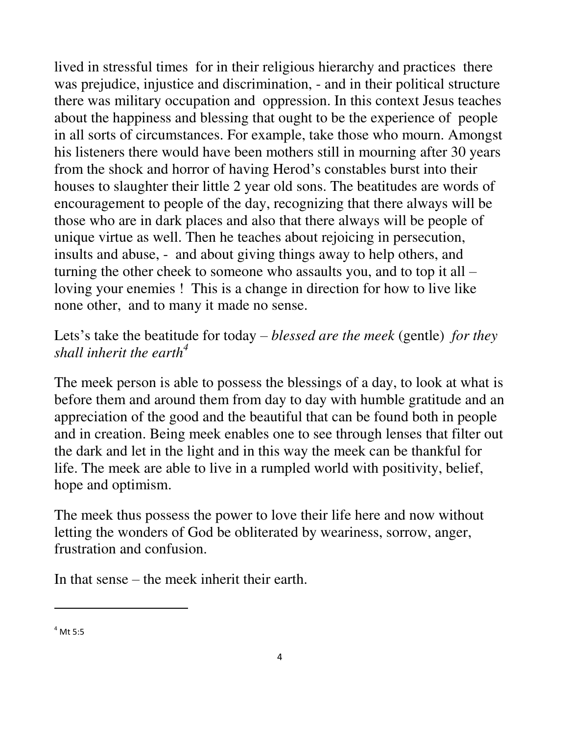lived in stressful times for in their religious hierarchy and practices there was prejudice, injustice and discrimination, - and in their political structure there was military occupation and oppression. In this context Jesus teaches about the happiness and blessing that ought to be the experience of people in all sorts of circumstances. For example, take those who mourn. Amongst his listeners there would have been mothers still in mourning after 30 years from the shock and horror of having Herod's constables burst into their houses to slaughter their little 2 year old sons. The beatitudes are words of encouragement to people of the day, recognizing that there always will be those who are in dark places and also that there always will be people of unique virtue as well. Then he teaches about rejoicing in persecution, insults and abuse, - and about giving things away to help others, and turning the other cheek to someone who assaults you, and to top it all – loving your enemies ! This is a change in direction for how to live like none other, and to many it made no sense.

Lets's take the beatitude for today – *blessed are the meek* (gentle) *for they shall inherit the earth*[4]

The meek person is able to possess the blessings of a day, to look at what is before them and around them from day to day with humble gratitude and an appreciation of the good and the beautiful that can be found both in people and in creation. Being meek enables one to see through lenses that filter out the dark and let in the light and in this way the meek can be thankful for life. The meek are able to live in a rumpled world with positivity, belief, hope and optimism.

The meek thus possess the power to love their life here and now without letting the wonders of God be obliterated by weariness, sorrow, anger, frustration and confusion.

In that sense – the meek inherit their earth.

---

[4] Mt 5:5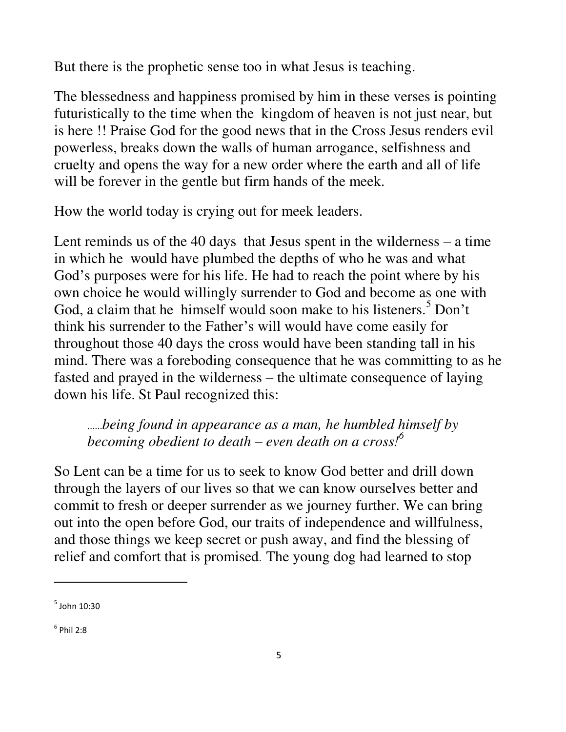But there is the prophetic sense too in what Jesus is teaching.

The blessedness and happiness promised by him in these verses is pointing futuristically to the time when the kingdom of heaven is not just near, but is here !! Praise God for the good news that in the Cross Jesus renders evil powerless, breaks down the walls of human arrogance, selfishness and cruelty and opens the way for a new order where the earth and all of life will be forever in the gentle but firm hands of the meek.

How the world today is crying out for meek leaders.

Lent reminds us of the 40 days that Jesus spent in the wilderness – a time in which he would have plumbed the depths of who he was and what God's purposes were for his life. He had to reach the point where by his own choice he would willingly surrender to God and become as one with God, a claim that he himself would soon make to his listeners.[5] Don't think his surrender to the Father's will would have come easily for throughout those 40 days the cross would have been standing tall in his mind. There was a foreboding consequence that he was committing to as he fasted and prayed in the wilderness – the ultimate consequence of laying down his life. St Paul recognized this:

> ......*being found in appearance as a man, he humbled himself by becoming obedient to death – even death on a cross!*[6]

So Lent can be a time for us to seek to know God better and drill down through the layers of our lives so that we can know ourselves better and commit to fresh or deeper surrender as we journey further. We can bring out into the open before God, our traits of independence and willfulness, and those things we keep secret or push away, and find the blessing of relief and comfort that is promised. The young dog had learned to stop

---

[5] John 10:30

[6] Phil 2:8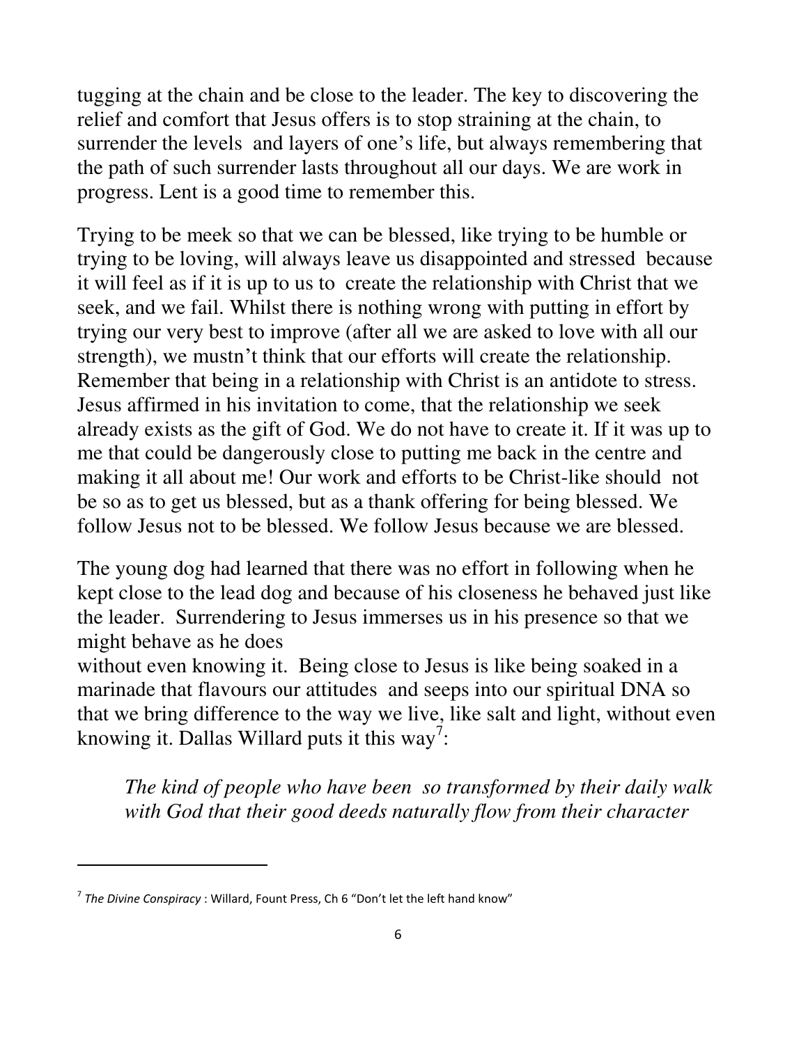tugging at the chain and be close to the leader. The key to discovering the relief and comfort that Jesus offers is to stop straining at the chain, to surrender the levels and layers of one's life, but always remembering that the path of such surrender lasts throughout all our days. We are work in progress. Lent is a good time to remember this.

Trying to be meek so that we can be blessed, like trying to be humble or trying to be loving, will always leave us disappointed and stressed because it will feel as if it is up to us to create the relationship with Christ that we seek, and we fail. Whilst there is nothing wrong with putting in effort by trying our very best to improve (after all we are asked to love with all our strength), we mustn't think that our efforts will create the relationship. Remember that being in a relationship with Christ is an antidote to stress. Jesus affirmed in his invitation to come, that the relationship we seek already exists as the gift of God. We do not have to create it. If it was up to me that could be dangerously close to putting me back in the centre and making it all about me! Our work and efforts to be Christ-like should not be so as to get us blessed, but as a thank offering for being blessed. We follow Jesus not to be blessed. We follow Jesus because we are blessed.

The young dog had learned that there was no effort in following when he kept close to the lead dog and because of his closeness he behaved just like the leader. Surrendering to Jesus immerses us in his presence so that we might behave as he does without even knowing it. Being close to Jesus is like being soaked in a marinade that flavours our attitudes and seeps into our spiritual DNA so that we bring difference to the way we live, like salt and light, without even knowing it. Dallas Willard puts it this way[7]:

> *The kind of people who have been so transformed by their daily walk with God that their good deeds naturally flow from their character*

---

[7] *The Divine Conspiracy* : Willard, Fount Press, Ch 6 "Don't let the left hand know"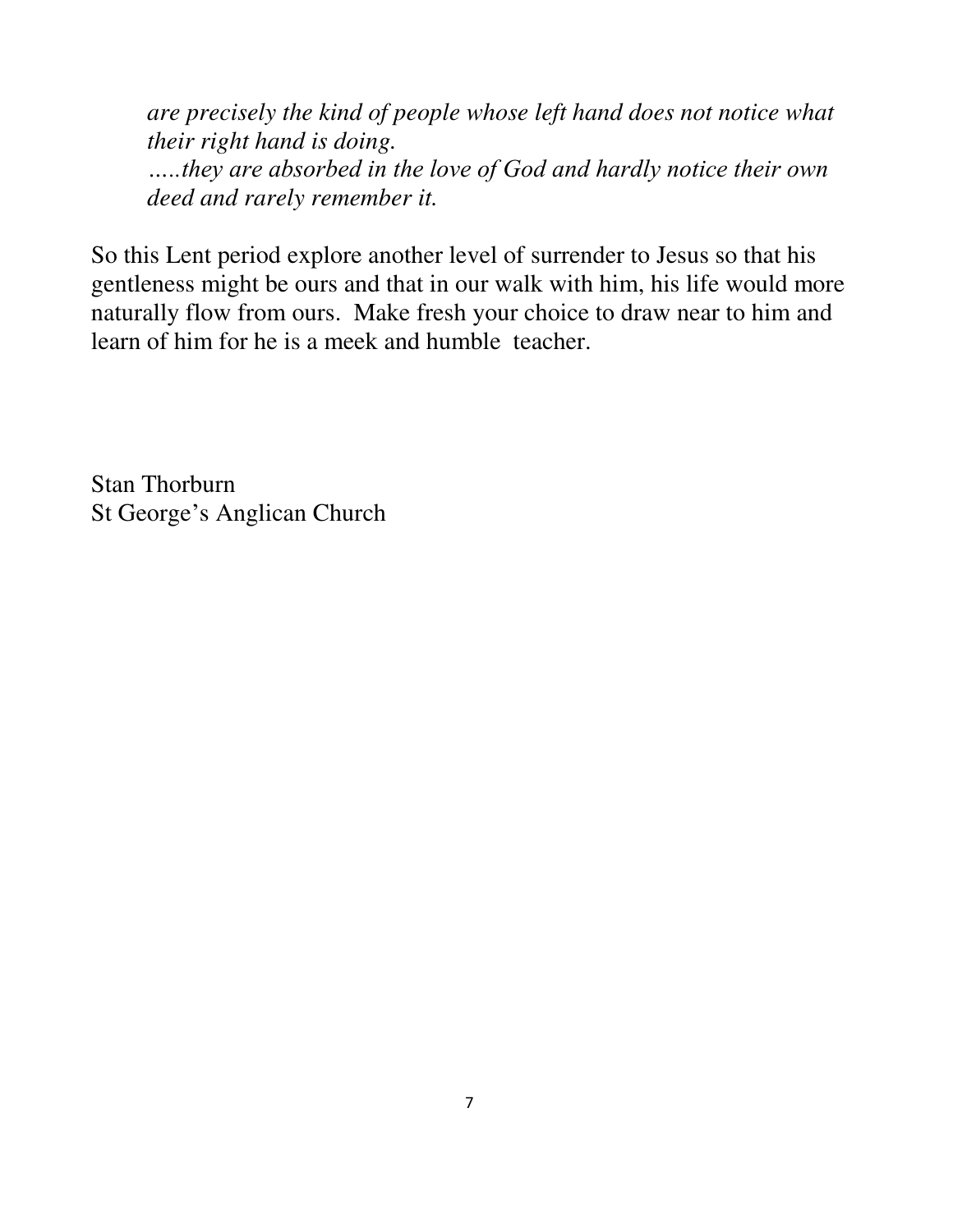*are precisely the kind of people whose left hand does not notice what their right hand is doing.*
*.....they are absorbed in the love of God and hardly notice their own deed and rarely remember it.*

So this Lent period explore another level of surrender to Jesus so that his gentleness might be ours and that in our walk with him, his life would more naturally flow from ours. Make fresh your choice to draw near to him and learn of him for he is a meek and humble teacher.

Stan Thorburn
St George's Anglican Church